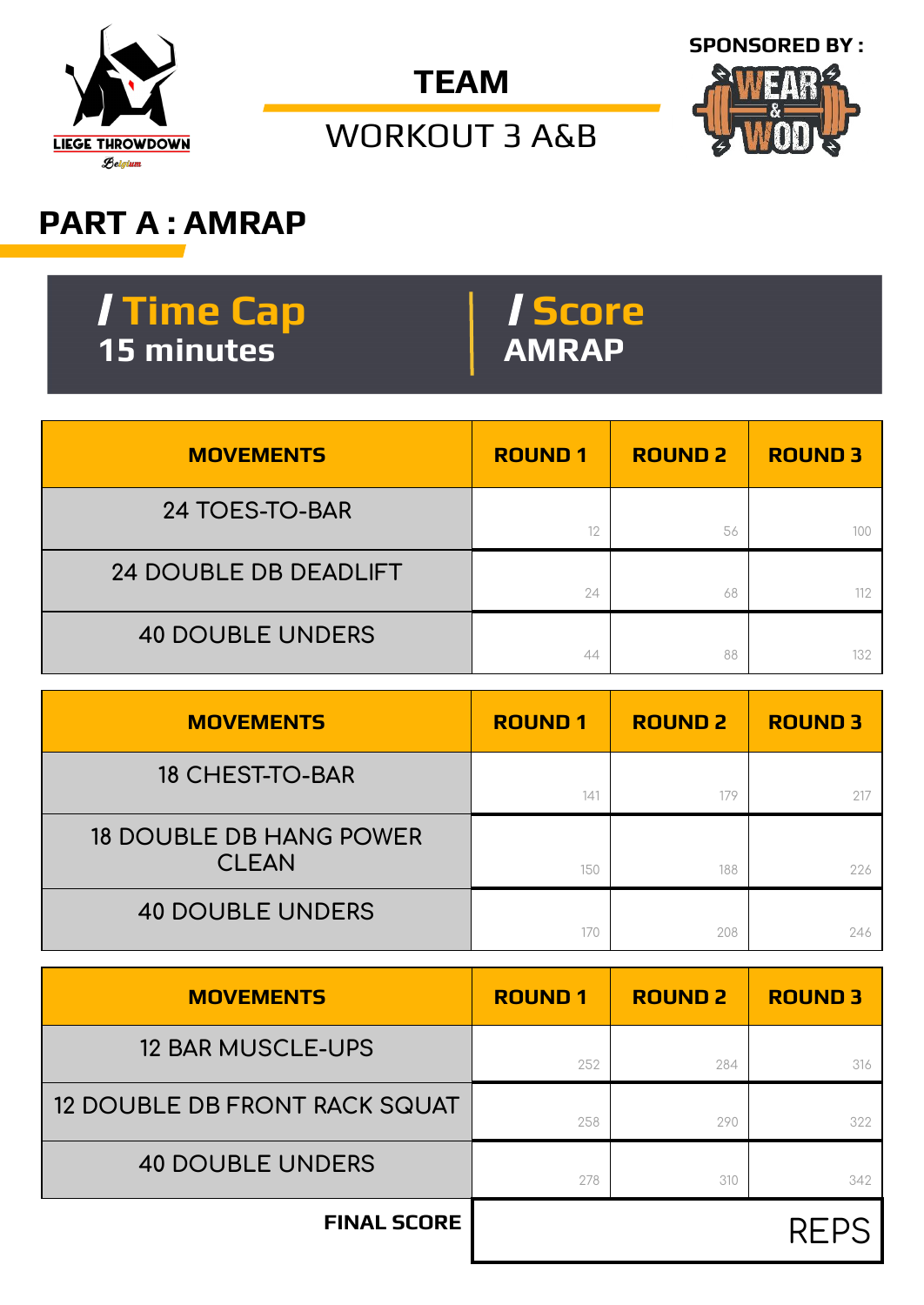LIEGE THROWDOWN
Belgium

# TEAM

## WORKOUT 3 A&B

SPONSORED BY :

WEAR & WOD

## PART A : AMRAP

**/ Time Cap**
**15 minutes**

**/ Score**
**AMRAP**

| MOVEMENTS | ROUND 1 | ROUND 2 | ROUND 3 |
|---|---|---|---|
| 24 TOES-TO-BAR | 12 | 56 | 100 |
| 24 DOUBLE DB DEADLIFT | 24 | 68 | 112 |
| 40 DOUBLE UNDERS | 44 | 88 | 132 |

| MOVEMENTS | ROUND 1 | ROUND 2 | ROUND 3 |
|---|---|---|---|
| 18 CHEST-TO-BAR | 141 | 179 | 217 |
| 18 DOUBLE DB HANG POWER CLEAN | 150 | 188 | 226 |
| 40 DOUBLE UNDERS | 170 | 208 | 246 |

| MOVEMENTS | ROUND 1 | ROUND 2 | ROUND 3 |
|---|---|---|---|
| 12 BAR MUSCLE-UPS | 252 | 284 | 316 |
| 12 DOUBLE DB FRONT RACK SQUAT | 258 | 290 | 322 |
| 40 DOUBLE UNDERS | 278 | 310 | 342 |

**FINAL SCORE** REPS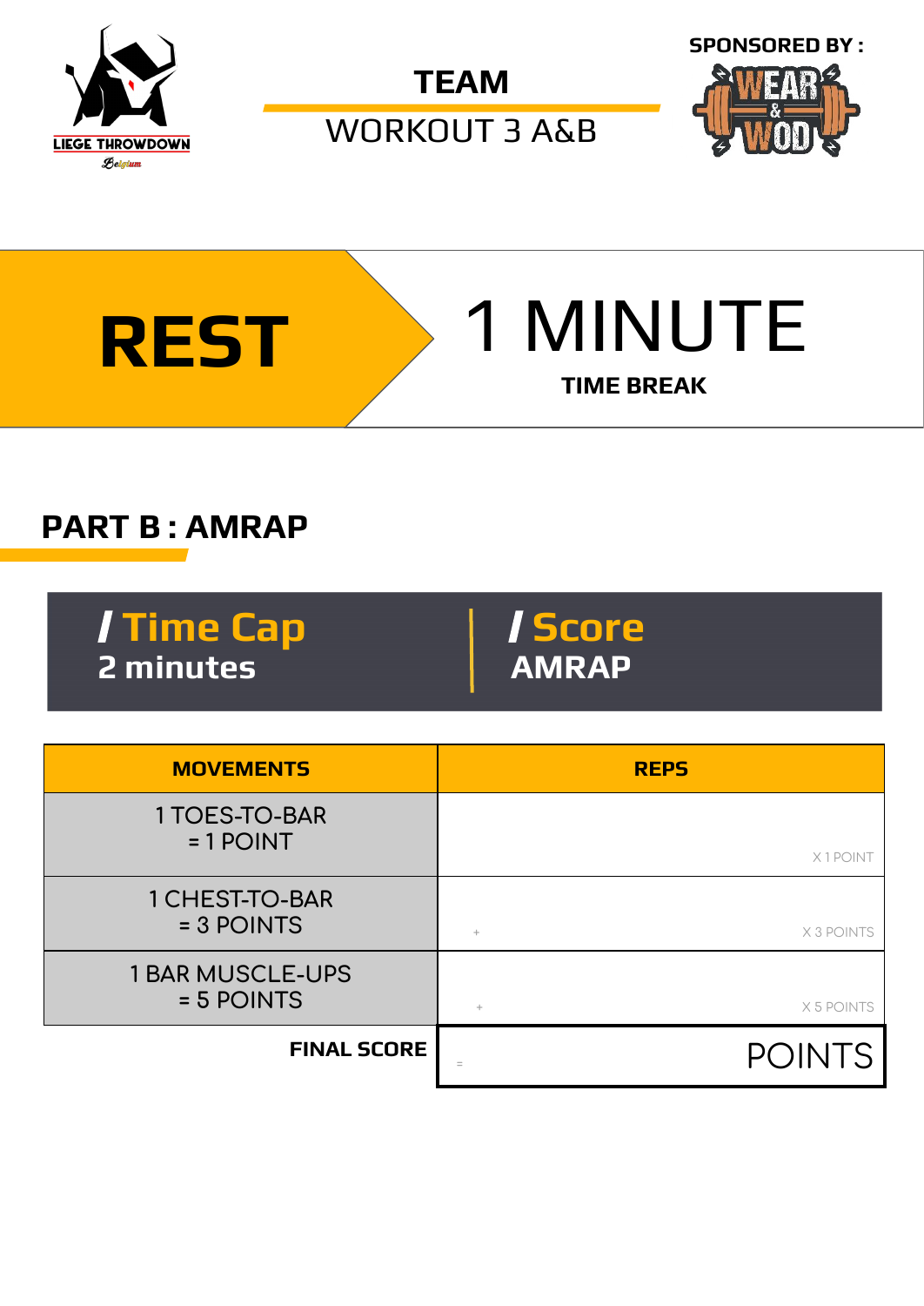LIEGE THROWDOWN
Belgium

# TEAM

WORKOUT 3 A&B

SPONSORED BY :

WEAR & WOD

## REST

# 1 MINUTE

**TIME BREAK**

## PART B : AMRAP

| / Time Cap | / Score |
| --- | --- |
| 2 minutes | AMRAP |

| MOVEMENTS | REPS |
| --- | --- |
| 1 TOES-TO-BAR = 1 POINT | X 1 POINT |
| 1 CHEST-TO-BAR = 3 POINTS | + X 3 POINTS |
| 1 BAR MUSCLE-UPS = 5 POINTS | + X 5 POINTS |
| **FINAL SCORE** | = POINTS |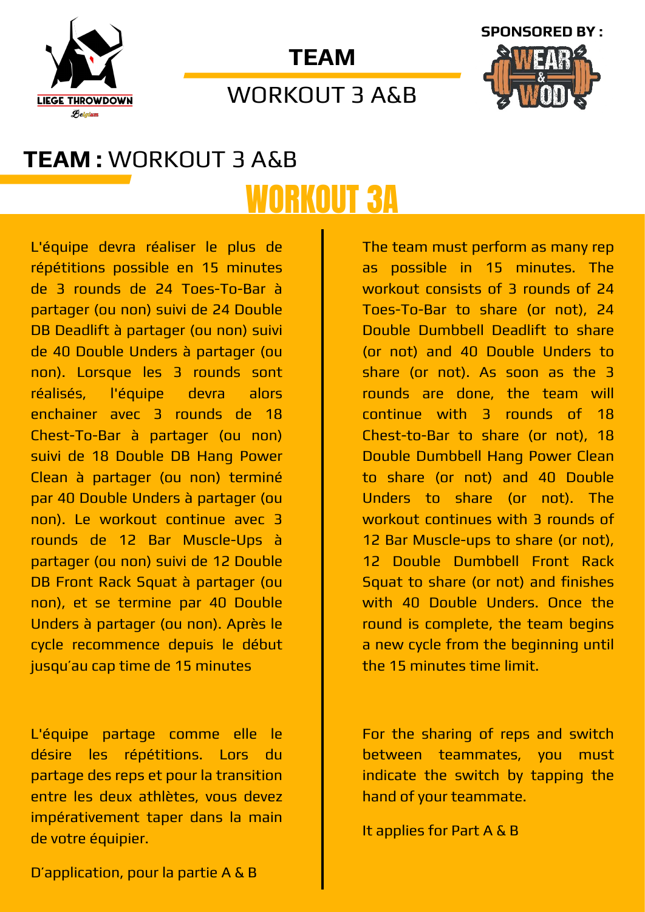**SPONSORED BY :**

# TEAM

WORKOUT 3 A&B

## TEAM : WORKOUT 3 A&B

# WORKOUT 3A

L'équipe devra réaliser le plus de répétitions possible en 15 minutes de 3 rounds de 24 Toes-To-Bar à partager (ou non) suivi de 24 Double DB Deadlift à partager (ou non) suivi de 40 Double Unders à partager (ou non). Lorsque les 3 rounds sont réalisés, l'équipe devra alors enchainer avec 3 rounds de 18 Chest-To-Bar à partager (ou non) suivi de 18 Double DB Hang Power Clean à partager (ou non) terminé par 40 Double Unders à partager (ou non). Le workout continue avec 3 rounds de 12 Bar Muscle-Ups à partager (ou non) suivi de 12 Double DB Front Rack Squat à partager (ou non), et se termine par 40 Double Unders à partager (ou non). Après le cycle recommence depuis le début jusqu'au cap time de 15 minutes

L'équipe partage comme elle le désire les répétitions. Lors du partage des reps et pour la transition entre les deux athlètes, vous devez impérativement taper dans la main de votre équipier.

D'application, pour la partie A & B

The team must perform as many rep as possible in 15 minutes. The workout consists of 3 rounds of 24 Toes-To-Bar to share (or not), 24 Double Dumbbell Deadlift to share (or not) and 40 Double Unders to share (or not). As soon as the 3 rounds are done, the team will continue with 3 rounds of 18 Chest-to-Bar to share (or not), 18 Double Dumbbell Hang Power Clean to share (or not) and 40 Double Unders to share (or not). The workout continues with 3 rounds of 12 Bar Muscle-ups to share (or not), 12 Double Dumbbell Front Rack Squat to share (or not) and finishes with 40 Double Unders. Once the round is complete, the team begins a new cycle from the beginning until the 15 minutes time limit.

For the sharing of reps and switch between teammates, you must indicate the switch by tapping the hand of your teammate.

It applies for Part A & B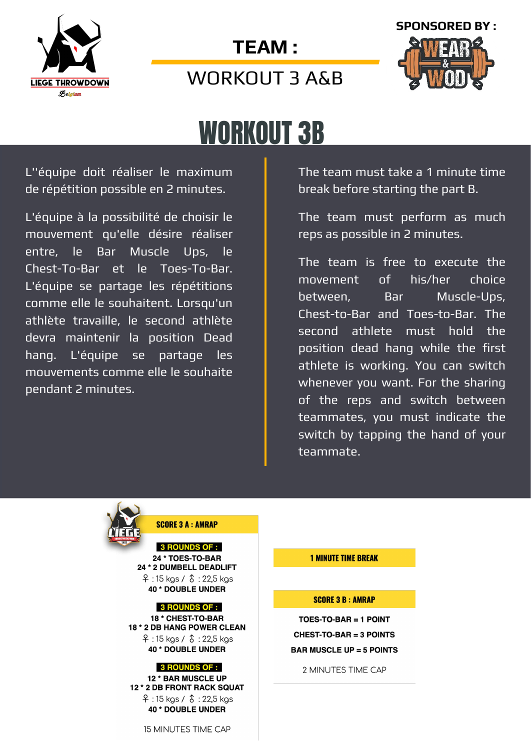LIEGE THROWDOWN
Belgium

**TEAM :**

WORKOUT 3 A&B

SPONSORED BY :

WEAR & WOD

# WORKOUT 3B

L''équipe doit réaliser le maximum de répétition possible en 2 minutes.

L'équipe à la possibilité de choisir le mouvement qu'elle désire réaliser entre, le Bar Muscle Ups, le Chest-To-Bar et le Toes-To-Bar. L'équipe se partage les répétitions comme elle le souhaitent. Lorsqu'un athlète travaille, le second athlète devra maintenir la position Dead hang. L'équipe se partage les mouvements comme elle le souhaite pendant 2 minutes.

The team must take a 1 minute time break before starting the part B.

The team must perform as much reps as possible in 2 minutes.

The team is free to execute the movement of his/her choice between, Bar Muscle-Ups, Chest-to-Bar and Toes-to-Bar. The second athlete must hold the position dead hang while the first athlete is working. You can switch whenever you want. For the sharing of the reps and switch between teammates, you must indicate the switch by tapping the hand of your teammate.

**SCORE 3 A : AMRAP**

**3 ROUNDS OF :**
**24 * TOES-TO-BAR**
**24 * 2 DUMBELL DEADLIFT**
♀ : 15 kgs / ♂ : 22,5 kgs
**40 * DOUBLE UNDER**

**3 ROUNDS OF :**
**18 * CHEST-TO-BAR**
**18 * 2 DB HANG POWER CLEAN**
♀ : 15 kgs / ♂ : 22,5 kgs
**40 * DOUBLE UNDER**

**3 ROUNDS OF :**
**12 * BAR MUSCLE UP**
**12 * 2 DB FRONT RACK SQUAT**
♀ : 15 kgs / ♂ : 22,5 kgs
**40 * DOUBLE UNDER**

15 MINUTES TIME CAP

**1 MINUTE TIME BREAK**

**SCORE 3 B : AMRAP**

**TOES-TO-BAR = 1 POINT**
**CHEST-TO-BAR = 3 POINTS**
**BAR MUSCLE UP = 5 POINTS**

2 MINUTES TIME CAP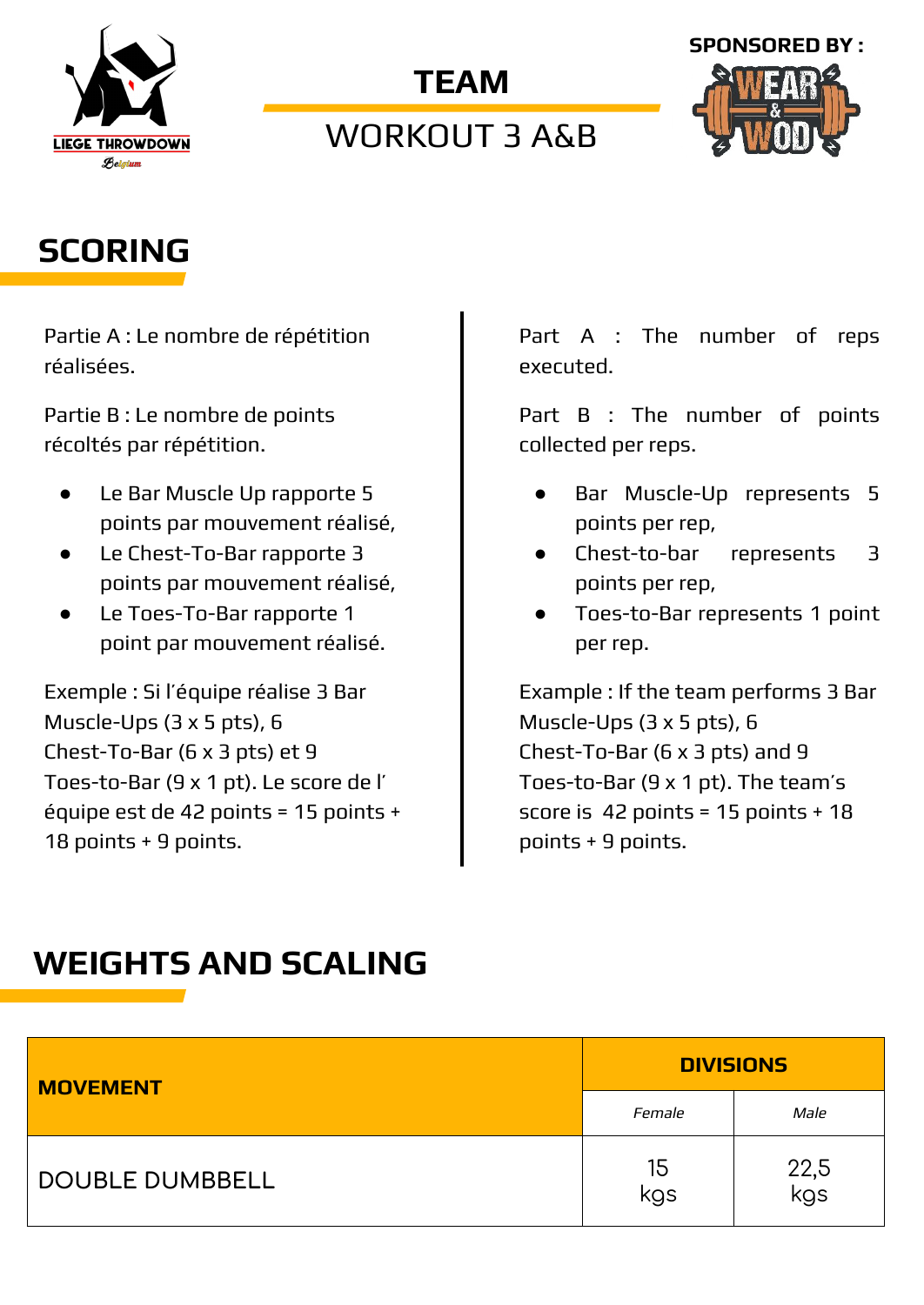LIEGE THROWDOWN
Belgium

# TEAM

## WORKOUT 3 A&B

SPONSORED BY :
WEAR & WOD

## SCORING

Partie A : Le nombre de répétition réalisées.

Partie B : Le nombre de points récoltés par répétition.

- Le Bar Muscle Up rapporte 5 points par mouvement réalisé,
- Le Chest-To-Bar rapporte 3 points par mouvement réalisé,
- Le Toes-To-Bar rapporte 1 point par mouvement réalisé.

Exemple : Si l'équipe réalise 3 Bar Muscle-Ups (3 x 5 pts), 6 Chest-To-Bar (6 x 3 pts) et 9 Toes-to-Bar (9 x 1 pt). Le score de l' équipe est de 42 points = 15 points + 18 points + 9 points.

Part A : The number of reps executed.

Part B : The number of points collected per reps.

- Bar Muscle-Up represents 5 points per rep,
- Chest-to-bar represents 3 points per rep,
- Toes-to-Bar represents 1 point per rep.

Example : If the team performs 3 Bar Muscle-Ups (3 x 5 pts), 6 Chest-To-Bar (6 x 3 pts) and 9 Toes-to-Bar (9 x 1 pt). The team's score is 42 points = 15 points + 18 points + 9 points.

## WEIGHTS AND SCALING

| MOVEMENT | DIVISIONS | |
|---|---|---|
| | *Female* | *Male* |
| DOUBLE DUMBBELL | 15 kgs | 22,5 kgs |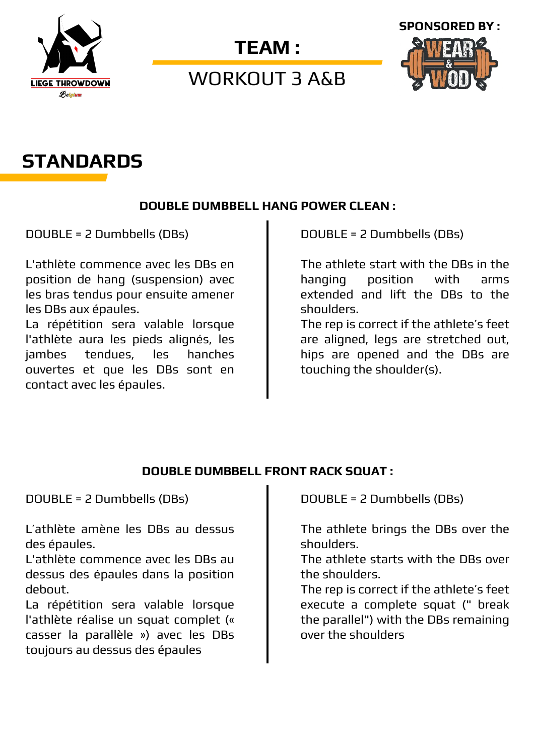LIEGE THROWDOWN

Belgium

# TEAM :

WORKOUT 3 A&B

SPONSORED BY :

WEAR & WOD

## STANDARDS

### DOUBLE DUMBBELL HANG POWER CLEAN :

DOUBLE = 2 Dumbbells (DBs)

L'athlète commence avec les DBs en position de hang (suspension) avec les bras tendus pour ensuite amener les DBs aux épaules.
La répétition sera valable lorsque l'athlète aura les pieds alignés, les jambes tendues, les hanches ouvertes et que les DBs sont en contact avec les épaules.

DOUBLE = 2 Dumbbells (DBs)

The athlete start with the DBs in the hanging position with arms extended and lift the DBs to the shoulders.
The rep is correct if the athlete's feet are aligned, legs are stretched out, hips are opened and the DBs are touching the shoulder(s).

### DOUBLE DUMBBELL FRONT RACK SQUAT :

DOUBLE = 2 Dumbbells (DBs)

L'athlète amène les DBs au dessus des épaules.
L'athlète commence avec les DBs au dessus des épaules dans la position debout.
La répétition sera valable lorsque l'athlète réalise un squat complet (« casser la parallèle ») avec les DBs toujours au dessus des épaules

DOUBLE = 2 Dumbbells (DBs)

The athlete brings the DBs over the shoulders.
The athlete starts with the DBs over the shoulders.
The rep is correct if the athlete's feet execute a complete squat (" break the parallel") with the DBs remaining over the shoulders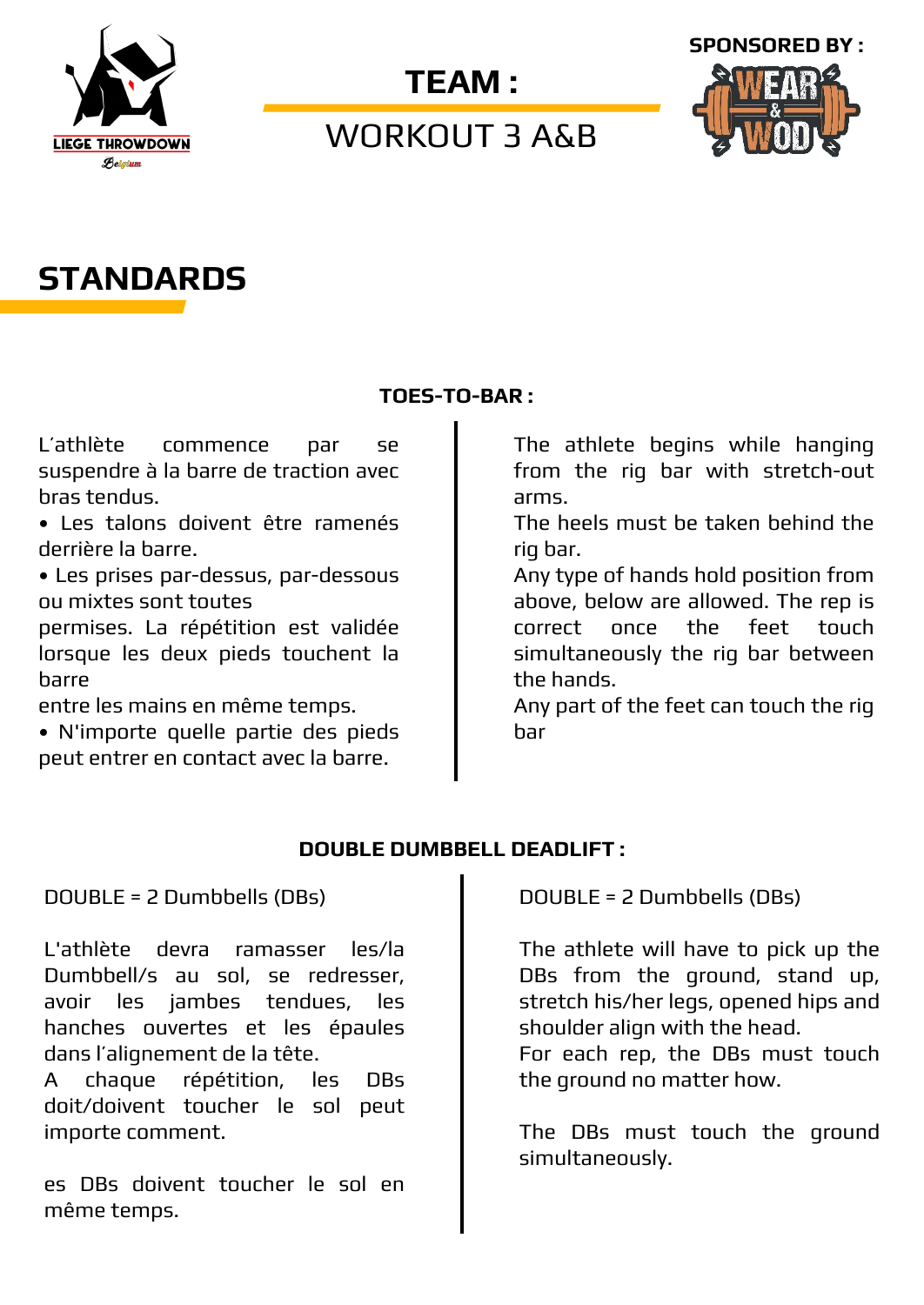LIEGE THROWDOWN
Belgium

# TEAM :

WORKOUT 3 A&B

SPONSORED BY :

WEAR & WOD

## STANDARDS

### TOES-TO-BAR :

L'athlète commence par se suspendre à la barre de traction avec bras tendus.

- Les talons doivent être ramenés derrière la barre.
- Les prises par-dessus, par-dessous ou mixtes sont toutes permises. La répétition est validée lorsque les deux pieds touchent la barre entre les mains en même temps.
- N'importe quelle partie des pieds peut entrer en contact avec la barre.

The athlete begins while hanging from the rig bar with stretch-out arms.
The heels must be taken behind the rig bar.
Any type of hands hold position from above, below are allowed. The rep is correct once the feet touch simultaneously the rig bar between the hands.
Any part of the feet can touch the rig bar

### DOUBLE DUMBBELL DEADLIFT :

DOUBLE = 2 Dumbbells (DBs)

L'athlète devra ramasser les/la Dumbbell/s au sol, se redresser, avoir les jambes tendues, les hanches ouvertes et les épaules dans l'alignement de la tête.
A chaque répétition, les DBs doit/doivent toucher le sol peut importe comment.

es DBs doivent toucher le sol en même temps.

DOUBLE = 2 Dumbbells (DBs)

The athlete will have to pick up the DBs from the ground, stand up, stretch his/her legs, opened hips and shoulder align with the head.
For each rep, the DBs must touch the ground no matter how.

The DBs must touch the ground simultaneously.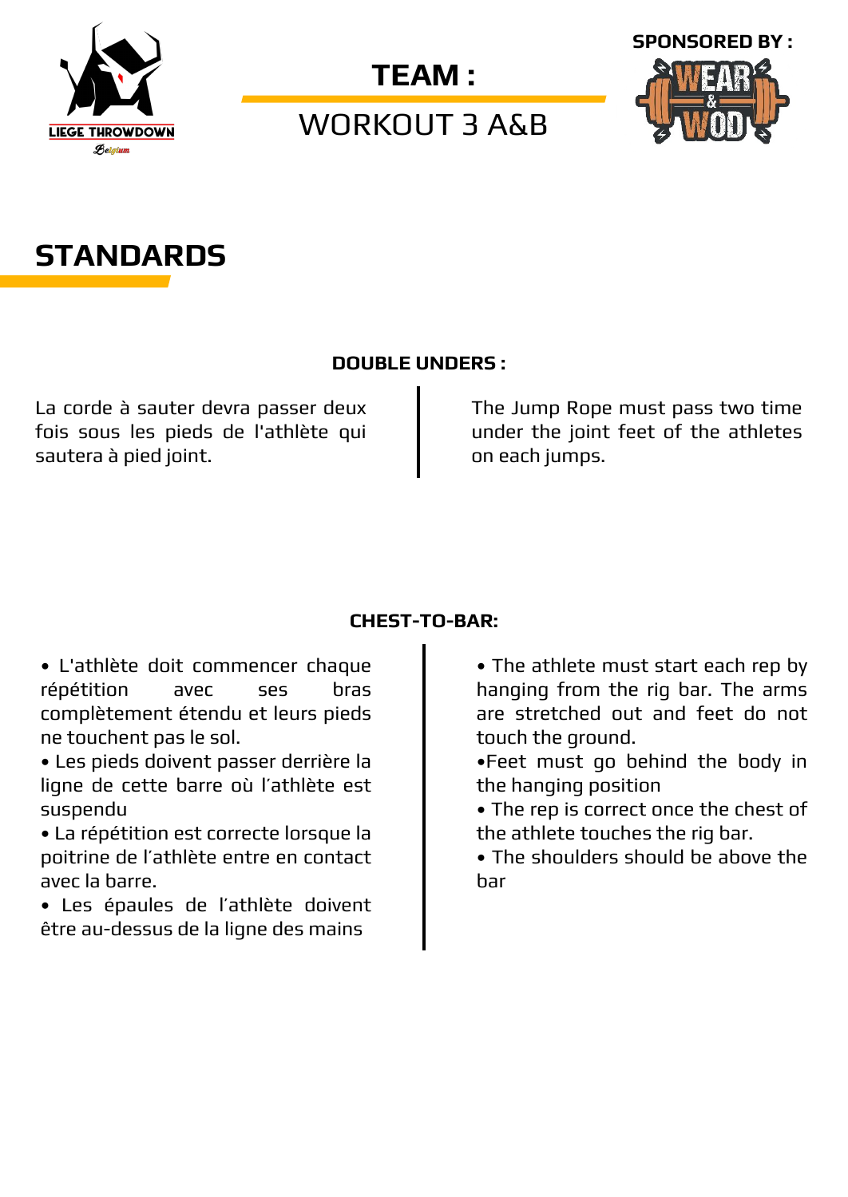LIEGE THROWDOWN
Belgium

# TEAM :

WORKOUT 3 A&B

SPONSORED BY :

WEAR & WOD

## STANDARDS

### DOUBLE UNDERS :

La corde à sauter devra passer deux fois sous les pieds de l'athlète qui sautera à pied joint.

The Jump Rope must pass two time under the joint feet of the athletes on each jumps.

### CHEST-TO-BAR:

• L'athlète doit commencer chaque répétition avec ses bras complètement étendu et leurs pieds ne touchent pas le sol.
• Les pieds doivent passer derrière la ligne de cette barre où l'athlète est suspendu
• La répétition est correcte lorsque la poitrine de l'athlète entre en contact avec la barre.
• Les épaules de l'athlète doivent être au-dessus de la ligne des mains

• The athlete must start each rep by hanging from the rig bar. The arms are stretched out and feet do not touch the ground.
•Feet must go behind the body in the hanging position
• The rep is correct once the chest of the athlete touches the rig bar.
• The shoulders should be above the bar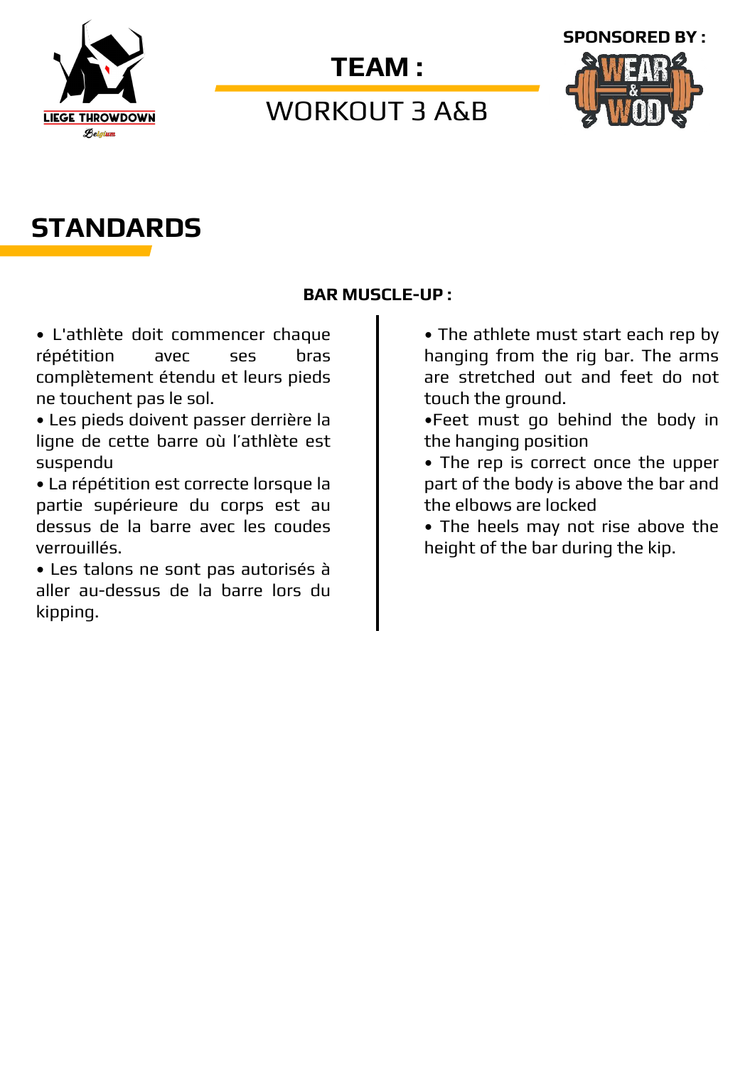LIEGE THROWDOWN
Belgium

# TEAM :

## WORKOUT 3 A&B

SPONSORED BY :

WEAR & WOD

## STANDARDS

### BAR MUSCLE-UP :

- L'athlète doit commencer chaque répétition avec ses bras complètement étendu et leurs pieds ne touchent pas le sol.
- Les pieds doivent passer derrière la ligne de cette barre où l'athlète est suspendu
- La répétition est correcte lorsque la partie supérieure du corps est au dessus de la barre avec les coudes verrouillés.
- Les talons ne sont pas autorisés à aller au-dessus de la barre lors du kipping.

- The athlete must start each rep by hanging from the rig bar. The arms are stretched out and feet do not touch the ground.
- Feet must go behind the body in the hanging position
- The rep is correct once the upper part of the body is above the bar and the elbows are locked
- The heels may not rise above the height of the bar during the kip.